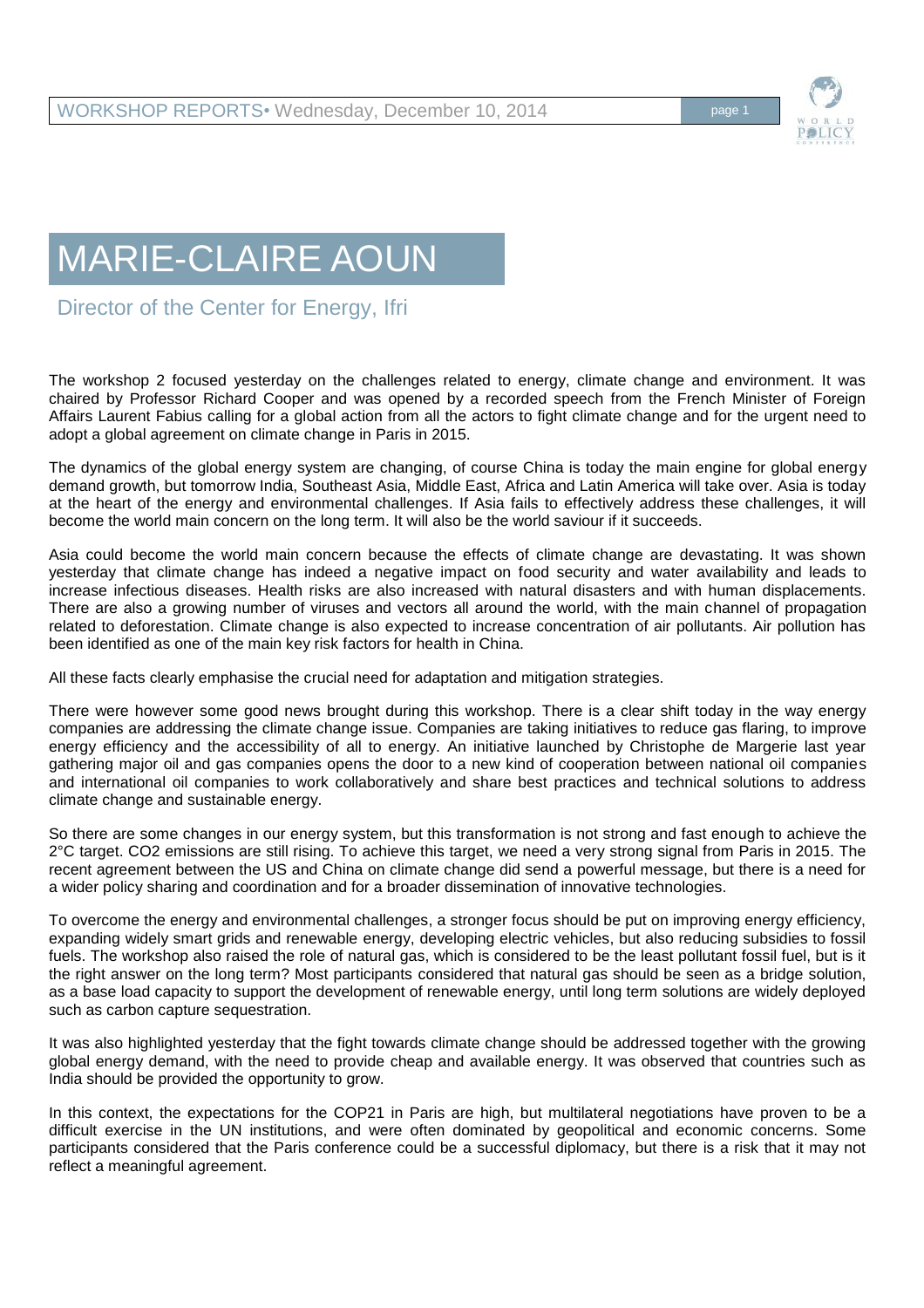# MARIE-CLAIRE AOUN

## Director of the Center for Energy, Ifri

The workshop 2 focused yesterday on the challenges related to energy, climate change and environment. It was chaired by Professor Richard Cooper and was opened by a recorded speech from the French Minister of Foreign Affairs Laurent Fabius calling for a global action from all the actors to fight climate change and for the urgent need to adopt a global agreement on climate change in Paris in 2015.

The dynamics of the global energy system are changing, of course China is today the main engine for global energy demand growth, but tomorrow India, Southeast Asia, Middle East, Africa and Latin America will take over. Asia is today at the heart of the energy and environmental challenges. If Asia fails to effectively address these challenges, it will become the world main concern on the long term. It will also be the world saviour if it succeeds.

Asia could become the world main concern because the effects of climate change are devastating. It was shown yesterday that climate change has indeed a negative impact on food security and water availability and leads to increase infectious diseases. Health risks are also increased with natural disasters and with human displacements. There are also a growing number of viruses and vectors all around the world, with the main channel of propagation related to deforestation. Climate change is also expected to increase concentration of air pollutants. Air pollution has been identified as one of the main key risk factors for health in China.

All these facts clearly emphasise the crucial need for adaptation and mitigation strategies.

There were however some good news brought during this workshop. There is a clear shift today in the way energy companies are addressing the climate change issue. Companies are taking initiatives to reduce gas flaring, to improve energy efficiency and the accessibility of all to energy. An initiative launched by Christophe de Margerie last year gathering major oil and gas companies opens the door to a new kind of cooperation between national oil companies and international oil companies to work collaboratively and share best practices and technical solutions to address climate change and sustainable energy.

So there are some changes in our energy system, but this transformation is not strong and fast enough to achieve the 2°C target. $CO_2$ emissions are still rising. To achieve this target, we need a very strong signal from Paris in 2015. The recent agreement between the US and China on climate change did send a powerful message, but there is a need for a wider policy sharing and coordination and for a broader dissemination of innovative technologies.

To overcome the energy and environmental challenges, a stronger focus should be put on improving energy efficiency, expanding widely smart grids and renewable energy, developing electric vehicles, but also reducing subsidies to fossil fuels. The workshop also raised the role of natural gas, which is considered to be the least pollutant fossil fuel, but is it the right answer on the long term? Most participants considered that natural gas should be seen as a bridge solution, as a base load capacity to support the development of renewable energy, until long term solutions are widely deployed such as carbon capture sequestration.

It was also highlighted yesterday that the fight towards climate change should be addressed together with the growing global energy demand, with the need to provide cheap and available energy. It was observed that countries such as India should be provided the opportunity to grow.

In this context, the expectations for the COP21 in Paris are high, but multilateral negotiations have proven to be a difficult exercise in the UN institutions, and were often dominated by geopolitical and economic concerns. Some participants considered that the Paris conference could be a successful diplomacy, but there is a risk that it may not reflect a meaningful agreement.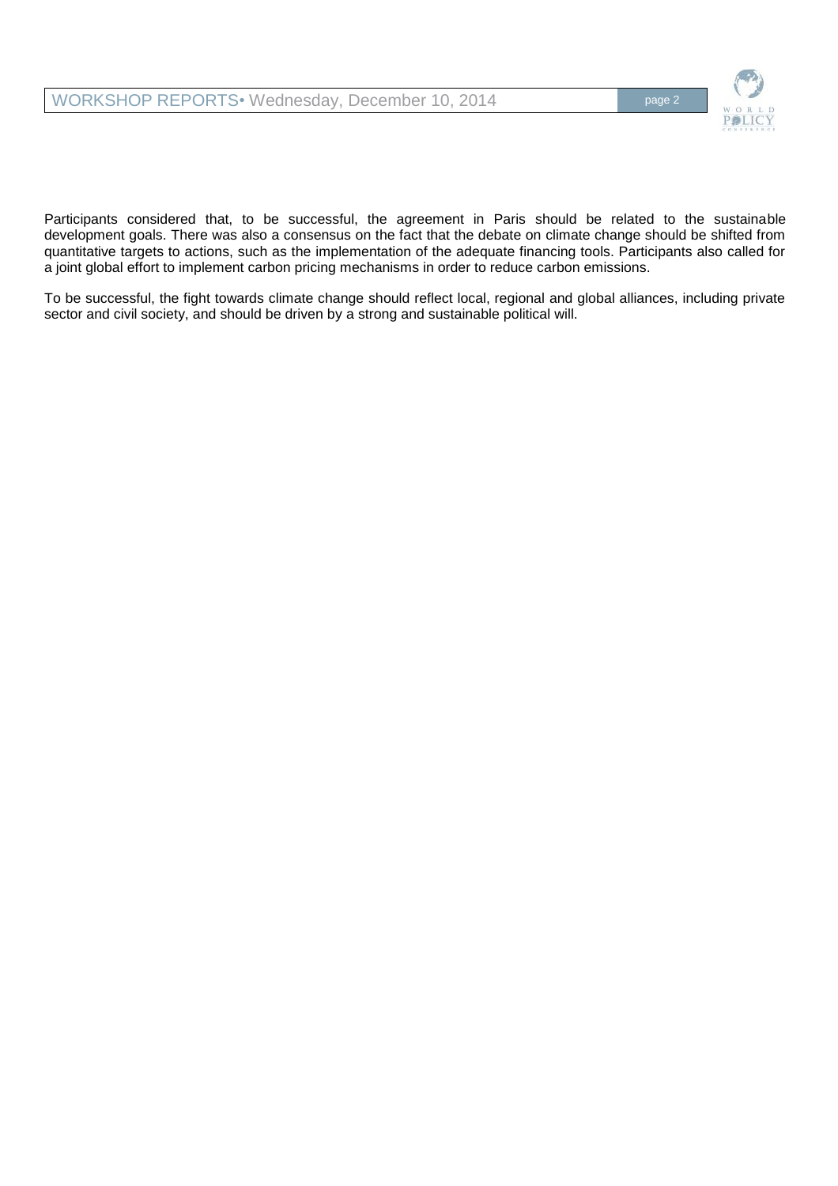Participants considered that, to be successful, the agreement in Paris should be related to the sustainable development goals. There was also a consensus on the fact that the debate on climate change should be shifted from quantitative targets to actions, such as the implementation of the adequate financing tools. Participants also called for a joint global effort to implement carbon pricing mechanisms in order to reduce carbon emissions.

To be successful, the fight towards climate change should reflect local, regional and global alliances, including private sector and civil society, and should be driven by a strong and sustainable political will.